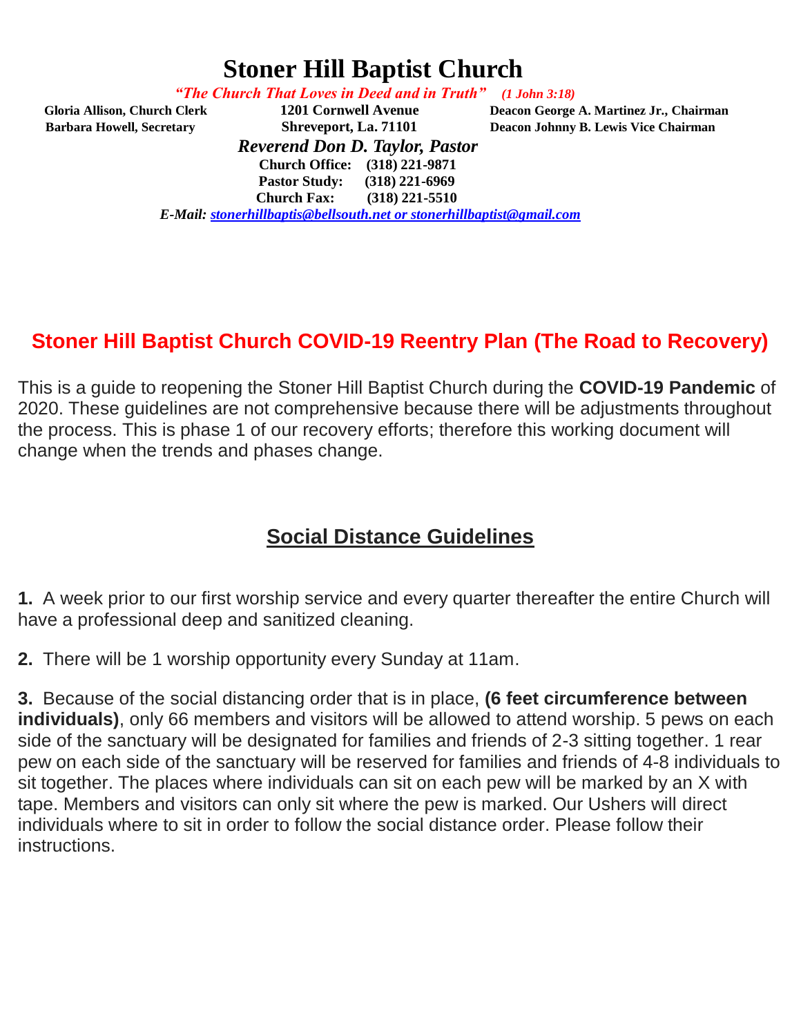# Stoner Hill Baptist Church

*"The Church That Loves in Deed and in Truth"* *(1 John 3:18)*

**Gloria Allison, Church Clerk**
**Barbara Howell, Secretary**

**1201 Cornwell Avenue**
**Shreveport, La. 71101**

**Deacon George A. Martinez Jr., Chairman**
**Deacon Johnny B. Lewis Vice Chairman**

***Reverend Don D. Taylor, Pastor***

**Church Office: (318) 221-9871**
**Pastor Study: (318) 221-6969**
**Church Fax: (318) 221-5510**

***E-Mail:*** *stonerhillbaptis@bellsouth.net or stonerhillbaptist@gmail.com*

## Stoner Hill Baptist Church COVID-19 Reentry Plan (The Road to Recovery)

This is a guide to reopening the Stoner Hill Baptist Church during the **COVID-19 Pandemic** of 2020. These guidelines are not comprehensive because there will be adjustments throughout the process. This is phase 1 of our recovery efforts; therefore this working document will change when the trends and phases change.

## Social Distance Guidelines

**1.** A week prior to our first worship service and every quarter thereafter the entire Church will have a professional deep and sanitized cleaning.

**2.** There will be 1 worship opportunity every Sunday at 11am.

**3.** Because of the social distancing order that is in place, **(6 feet circumference between individuals)**, only 66 members and visitors will be allowed to attend worship. 5 pews on each side of the sanctuary will be designated for families and friends of 2-3 sitting together. 1 rear pew on each side of the sanctuary will be reserved for families and friends of 4-8 individuals to sit together. The places where individuals can sit on each pew will be marked by an X with tape. Members and visitors can only sit where the pew is marked. Our Ushers will direct individuals where to sit in order to follow the social distance order. Please follow their instructions.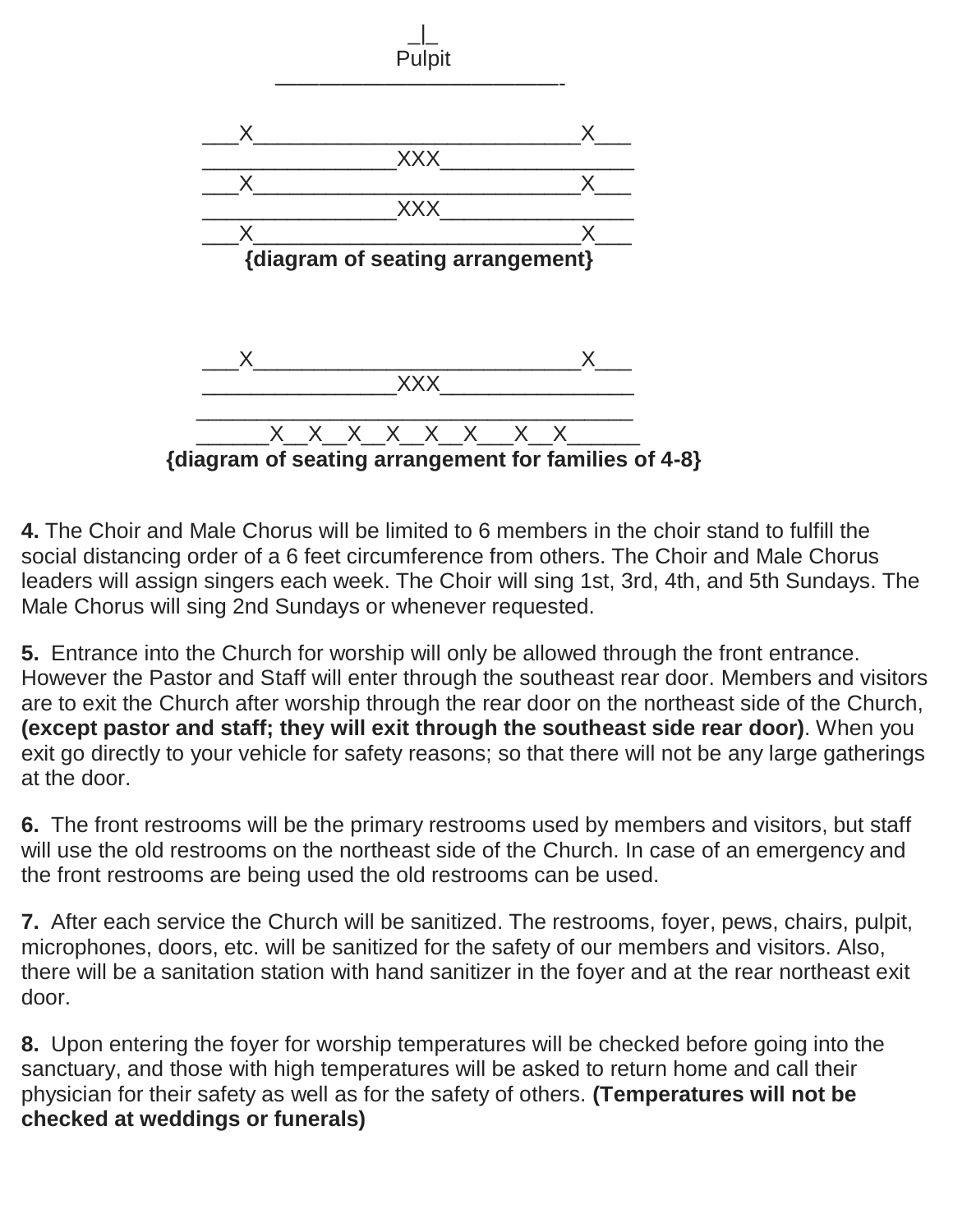```
                    _|_
                   Pulpit
         ________________________-

  ___X__________________________X___
  _______________XXX_______________
  ___X__________________________X___
  _______________XXX_______________
  ___X__________________________X___
```

**{diagram of seating arrangement}**

```
  ___X__________________________X___
  _______________XXX_______________
  __________________________________
  ______X__X__X__X__X__X___X__X______
```

**{diagram of seating arrangement for families of 4-8}**

**4.** The Choir and Male Chorus will be limited to 6 members in the choir stand to fulfill the social distancing order of a 6 feet circumference from others. The Choir and Male Chorus leaders will assign singers each week. The Choir will sing 1st, 3rd, 4th, and 5th Sundays. The Male Chorus will sing 2nd Sundays or whenever requested.

**5.** Entrance into the Church for worship will only be allowed through the front entrance. However the Pastor and Staff will enter through the southeast rear door. Members and visitors are to exit the Church after worship through the rear door on the northeast side of the Church, **(except pastor and staff; they will exit through the southeast side rear door)**. When you exit go directly to your vehicle for safety reasons; so that there will not be any large gatherings at the door.

**6.** The front restrooms will be the primary restrooms used by members and visitors, but staff will use the old restrooms on the northeast side of the Church. In case of an emergency and the front restrooms are being used the old restrooms can be used.

**7.** After each service the Church will be sanitized. The restrooms, foyer, pews, chairs, pulpit, microphones, doors, etc. will be sanitized for the safety of our members and visitors. Also, there will be a sanitation station with hand sanitizer in the foyer and at the rear northeast exit door.

**8.** Upon entering the foyer for worship temperatures will be checked before going into the sanctuary, and those with high temperatures will be asked to return home and call their physician for their safety as well as for the safety of others. **(Temperatures will not be checked at weddings or funerals)**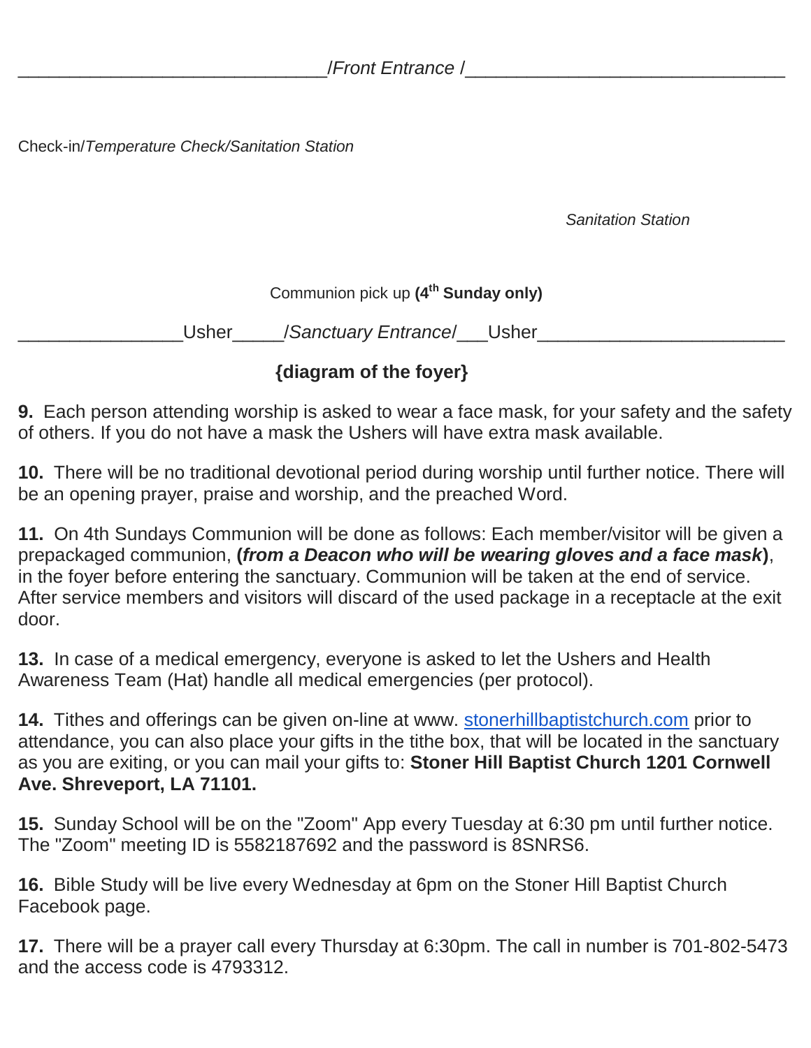______________________________/*Front Entrance* /______________________________

Check-in/*Temperature Check/Sanitation Station*

*Sanitation Station*

Communion pick up **(4th Sunday only)**

________________Usher_____/*Sanctuary Entrance*/___Usher________________________

**{diagram of the foyer}**

**9.** Each person attending worship is asked to wear a face mask, for your safety and the safety of others. If you do not have a mask the Ushers will have extra mask available.

**10.** There will be no traditional devotional period during worship until further notice. There will be an opening prayer, praise and worship, and the preached Word.

**11.** On 4th Sundays Communion will be done as follows: Each member/visitor will be given a prepackaged communion, **(*from a Deacon who will be wearing gloves and a face mask*)**, in the foyer before entering the sanctuary. Communion will be taken at the end of service. After service members and visitors will discard of the used package in a receptacle at the exit door.

**13.** In case of a medical emergency, everyone is asked to let the Ushers and Health Awareness Team (Hat) handle all medical emergencies (per protocol).

**14.** Tithes and offerings can be given on-line at www. stonerhillbaptistchurch.com prior to attendance, you can also place your gifts in the tithe box, that will be located in the sanctuary as you are exiting, or you can mail your gifts to: **Stoner Hill Baptist Church 1201 Cornwell Ave. Shreveport, LA 71101.**

**15.** Sunday School will be on the "Zoom" App every Tuesday at 6:30 pm until further notice. The "Zoom" meeting ID is 5582187692 and the password is 8SNRS6.

**16.** Bible Study will be live every Wednesday at 6pm on the Stoner Hill Baptist Church Facebook page.

**17.** There will be a prayer call every Thursday at 6:30pm. The call in number is 701-802-5473 and the access code is 4793312.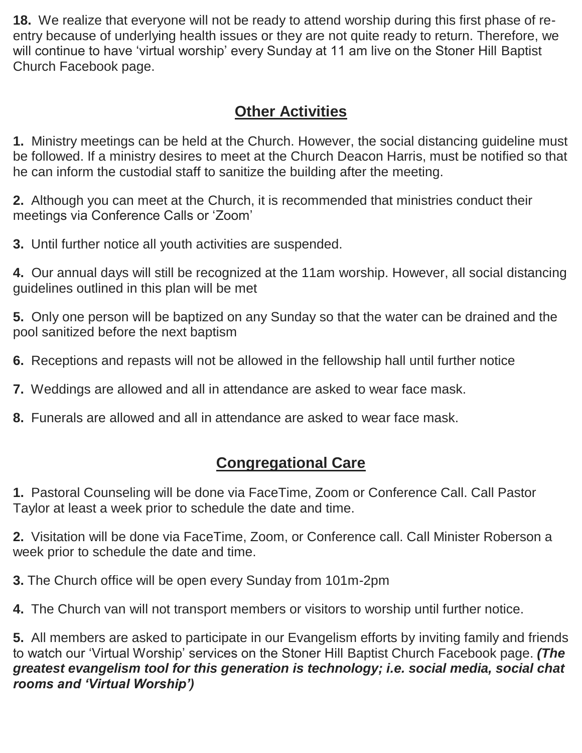**18.** We realize that everyone will not be ready to attend worship during this first phase of re-entry because of underlying health issues or they are not quite ready to return. Therefore, we will continue to have 'virtual worship' every Sunday at 11 am live on the Stoner Hill Baptist Church Facebook page.

## Other Activities

**1.** Ministry meetings can be held at the Church. However, the social distancing guideline must be followed. If a ministry desires to meet at the Church Deacon Harris, must be notified so that he can inform the custodial staff to sanitize the building after the meeting.

**2.** Although you can meet at the Church, it is recommended that ministries conduct their meetings via Conference Calls or 'Zoom'

**3.** Until further notice all youth activities are suspended.

**4.** Our annual days will still be recognized at the 11am worship. However, all social distancing guidelines outlined in this plan will be met

**5.** Only one person will be baptized on any Sunday so that the water can be drained and the pool sanitized before the next baptism

**6.** Receptions and repasts will not be allowed in the fellowship hall until further notice

**7.** Weddings are allowed and all in attendance are asked to wear face mask.

**8.** Funerals are allowed and all in attendance are asked to wear face mask.

## Congregational Care

**1.** Pastoral Counseling will be done via FaceTime, Zoom or Conference Call. Call Pastor Taylor at least a week prior to schedule the date and time.

**2.** Visitation will be done via FaceTime, Zoom, or Conference call. Call Minister Roberson a week prior to schedule the date and time.

**3.** The Church office will be open every Sunday from 101m-2pm

**4.** The Church van will not transport members or visitors to worship until further notice.

**5.** All members are asked to participate in our Evangelism efforts by inviting family and friends to watch our 'Virtual Worship' services on the Stoner Hill Baptist Church Facebook page. ***(The greatest evangelism tool for this generation is technology; i.e. social media, social chat rooms and 'Virtual Worship')***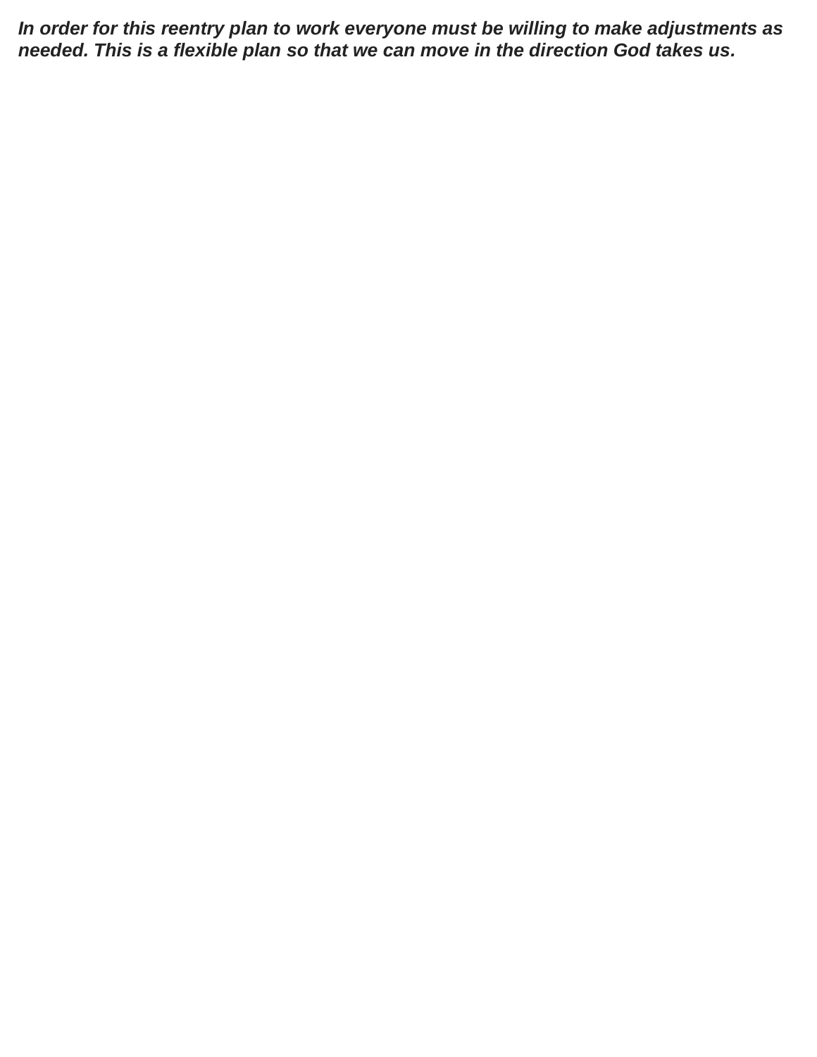***In order for this reentry plan to work everyone must be willing to make adjustments as needed. This is a flexible plan so that we can move in the direction God takes us.***